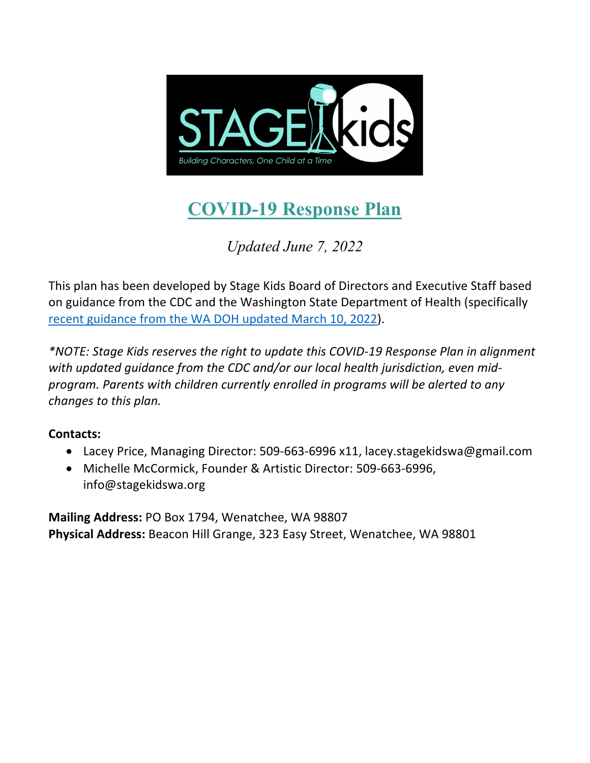# COVID-19 Response Plan

*Updated June 7, 2022*

This plan has been developed by Stage Kids Board of Directors and Executive Staff based on guidance from the CDC and the Washington State Department of Health (specifically recent guidance from the WA DOH updated March 10, 2022).

*\*NOTE: Stage Kids reserves the right to update this COVID-19 Response Plan in alignment with updated guidance from the CDC and/or our local health jurisdiction, even mid-program. Parents with children currently enrolled in programs will be alerted to any changes to this plan.*

**Contacts:**

- Lacey Price, Managing Director: 509-663-6996 x11, lacey.stagekidswa@gmail.com
- Michelle McCormick, Founder & Artistic Director: 509-663-6996, info@stagekidswa.org

**Mailing Address:** PO Box 1794, Wenatchee, WA 98807
**Physical Address:** Beacon Hill Grange, 323 Easy Street, Wenatchee, WA 98801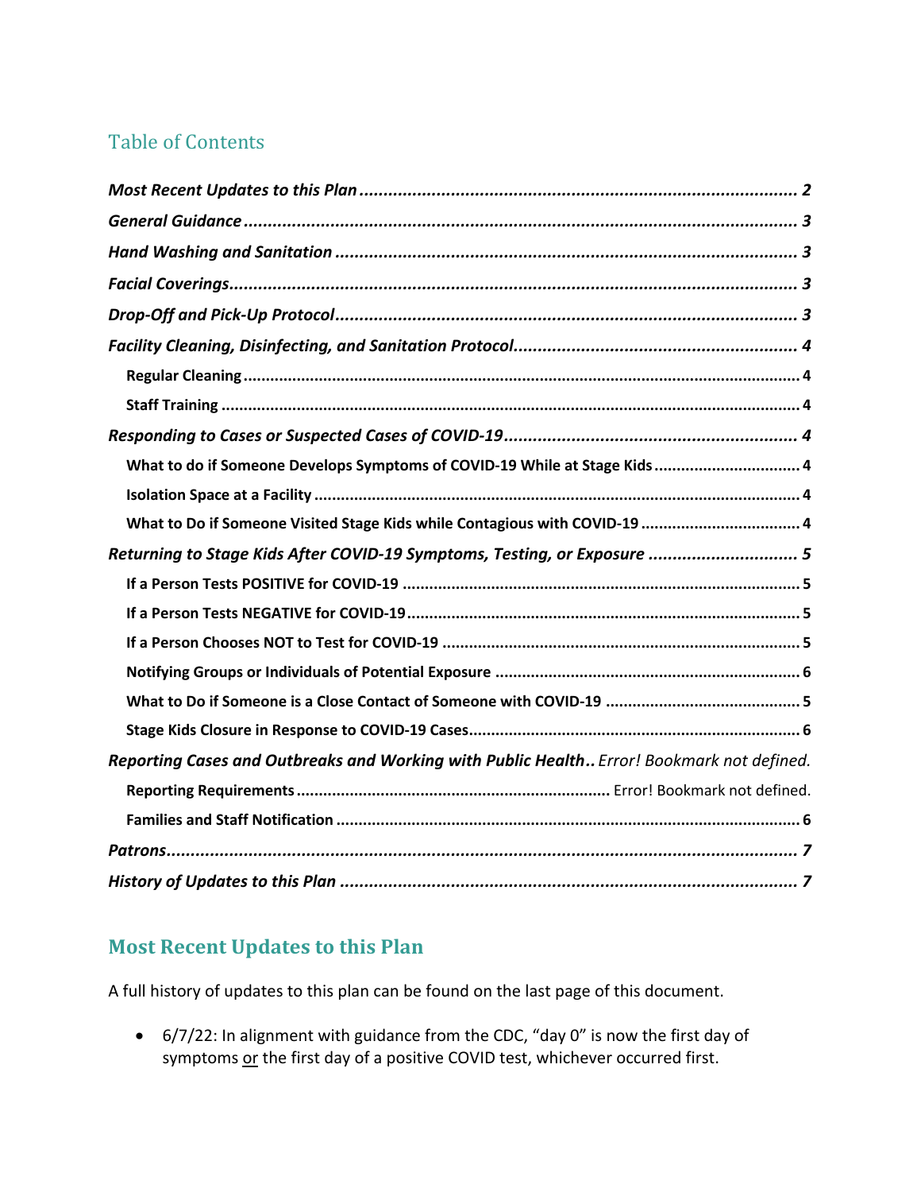## Table of Contents

*Most Recent Updates to this Plan* ........ 2

*General Guidance* ........ 3

*Hand Washing and Sanitation* ........ 3

*Facial Coverings* ........ 3

*Drop-Off and Pick-Up Protocol* ........ 3

*Facility Cleaning, Disinfecting, and Sanitation Protocol* ........ 4

- **Regular Cleaning** ........ 4
- **Staff Training** ........ 4

*Responding to Cases or Suspected Cases of COVID-19* ........ 4

- **What to do if Someone Develops Symptoms of COVID-19 While at Stage Kids** ........ 4
- **Isolation Space at a Facility** ........ 4
- **What to Do if Someone Visited Stage Kids while Contagious with COVID-19** ........ 4

*Returning to Stage Kids After COVID-19 Symptoms, Testing, or Exposure* ........ 5

- **If a Person Tests POSITIVE for COVID-19** ........ 5
- **If a Person Tests NEGATIVE for COVID-19** ........ 5
- **If a Person Chooses NOT to Test for COVID-19** ........ 5
- **Notifying Groups or Individuals of Potential Exposure** ........ 6
- **What to Do if Someone is a Close Contact of Someone with COVID-19** ........ 5
- **Stage Kids Closure in Response to COVID-19 Cases** ........ 6

*Reporting Cases and Outbreaks and Working with Public Health*.. *Error! Bookmark not defined.*

- **Reporting Requirements** ........ Error! Bookmark not defined.
- **Families and Staff Notification** ........ 6

*Patrons* ........ 7

*History of Updates to this Plan* ........ 7

## Most Recent Updates to this Plan

A full history of updates to this plan can be found on the last page of this document.

- 6/7/22: In alignment with guidance from the CDC, "day 0" is now the first day of symptoms <u>or</u> the first day of a positive COVID test, whichever occurred first.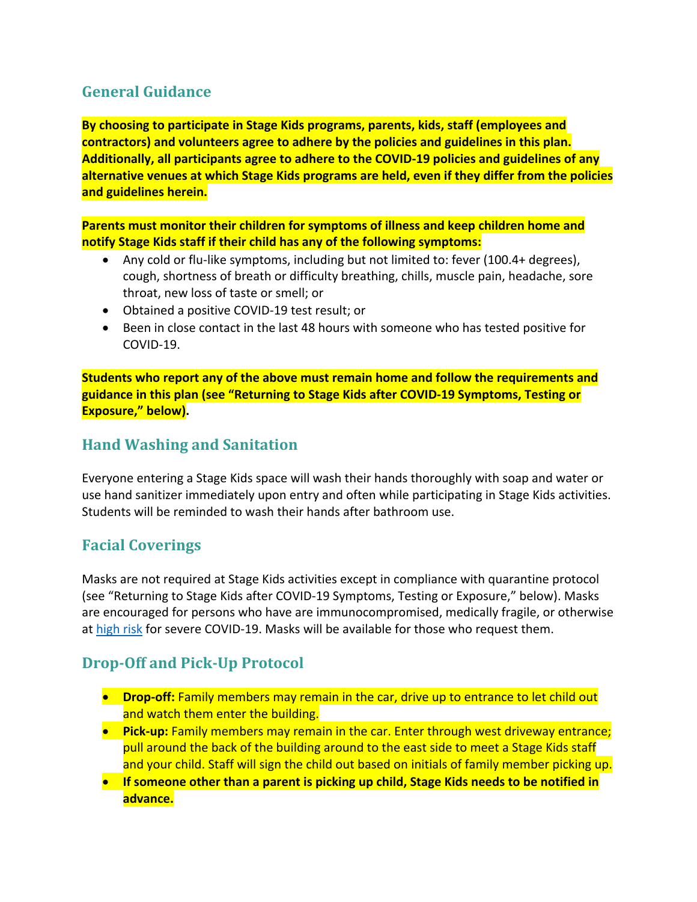## General Guidance

**By choosing to participate in Stage Kids programs, parents, kids, staff (employees and contractors) and volunteers agree to adhere by the policies and guidelines in this plan. Additionally, all participants agree to adhere to the COVID-19 policies and guidelines of any alternative venues at which Stage Kids programs are held, even if they differ from the policies and guidelines herein.**

**Parents must monitor their children for symptoms of illness and keep children home and notify Stage Kids staff if their child has any of the following symptoms:**

- Any cold or flu-like symptoms, including but not limited to: fever (100.4+ degrees), cough, shortness of breath or difficulty breathing, chills, muscle pain, headache, sore throat, new loss of taste or smell; or
- Obtained a positive COVID-19 test result; or
- Been in close contact in the last 48 hours with someone who has tested positive for COVID-19.

**Students who report any of the above must remain home and follow the requirements and guidance in this plan (see "Returning to Stage Kids after COVID-19 Symptoms, Testing or Exposure," below).**

## Hand Washing and Sanitation

Everyone entering a Stage Kids space will wash their hands thoroughly with soap and water or use hand sanitizer immediately upon entry and often while participating in Stage Kids activities. Students will be reminded to wash their hands after bathroom use.

## Facial Coverings

Masks are not required at Stage Kids activities except in compliance with quarantine protocol (see "Returning to Stage Kids after COVID-19 Symptoms, Testing or Exposure," below). Masks are encouraged for persons who have are immunocompromised, medically fragile, or otherwise at high risk for severe COVID-19. Masks will be available for those who request them.

## Drop-Off and Pick-Up Protocol

- **Drop-off:** Family members may remain in the car, drive up to entrance to let child out and watch them enter the building.
- **Pick-up:** Family members may remain in the car. Enter through west driveway entrance; pull around the back of the building around to the east side to meet a Stage Kids staff and your child. Staff will sign the child out based on initials of family member picking up.
- **If someone other than a parent is picking up child, Stage Kids needs to be notified in advance.**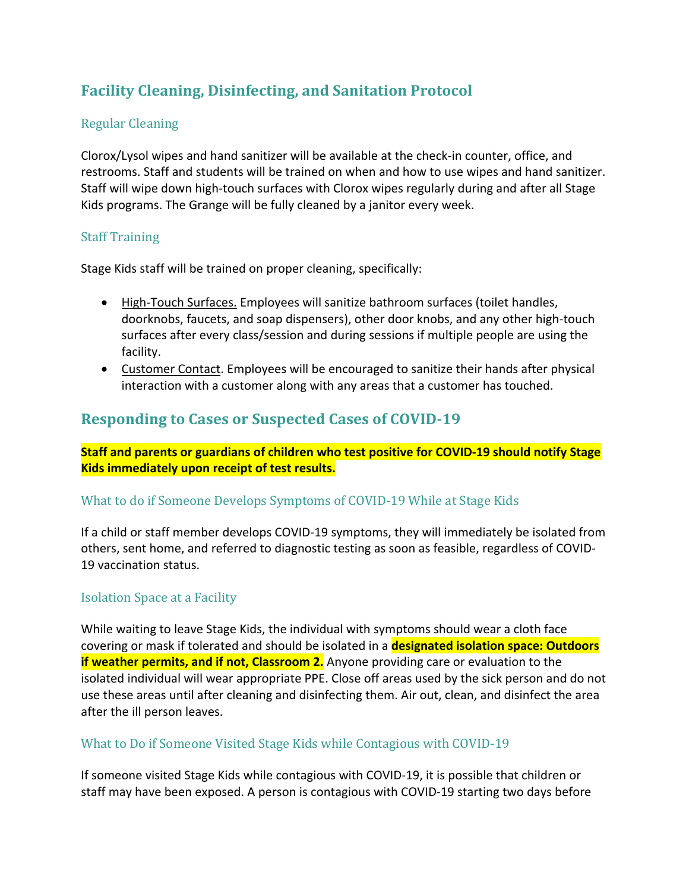## Facility Cleaning, Disinfecting, and Sanitation Protocol

### Regular Cleaning

Clorox/Lysol wipes and hand sanitizer will be available at the check-in counter, office, and restrooms. Staff and students will be trained on when and how to use wipes and hand sanitizer. Staff will wipe down high-touch surfaces with Clorox wipes regularly during and after all Stage Kids programs. The Grange will be fully cleaned by a janitor every week.

### Staff Training

Stage Kids staff will be trained on proper cleaning, specifically:

- High-Touch Surfaces. Employees will sanitize bathroom surfaces (toilet handles, doorknobs, faucets, and soap dispensers), other door knobs, and any other high-touch surfaces after every class/session and during sessions if multiple people are using the facility.
- Customer Contact. Employees will be encouraged to sanitize their hands after physical interaction with a customer along with any areas that a customer has touched.

## Responding to Cases or Suspected Cases of COVID-19

**Staff and parents or guardians of children who test positive for COVID-19 should notify Stage Kids immediately upon receipt of test results.**

### What to do if Someone Develops Symptoms of COVID-19 While at Stage Kids

If a child or staff member develops COVID-19 symptoms, they will immediately be isolated from others, sent home, and referred to diagnostic testing as soon as feasible, regardless of COVID-19 vaccination status.

### Isolation Space at a Facility

While waiting to leave Stage Kids, the individual with symptoms should wear a cloth face covering or mask if tolerated and should be isolated in a **designated isolation space: Outdoors if weather permits, and if not, Classroom 2.** Anyone providing care or evaluation to the isolated individual will wear appropriate PPE. Close off areas used by the sick person and do not use these areas until after cleaning and disinfecting them. Air out, clean, and disinfect the area after the ill person leaves.

### What to Do if Someone Visited Stage Kids while Contagious with COVID-19

If someone visited Stage Kids while contagious with COVID-19, it is possible that children or staff may have been exposed. A person is contagious with COVID-19 starting two days before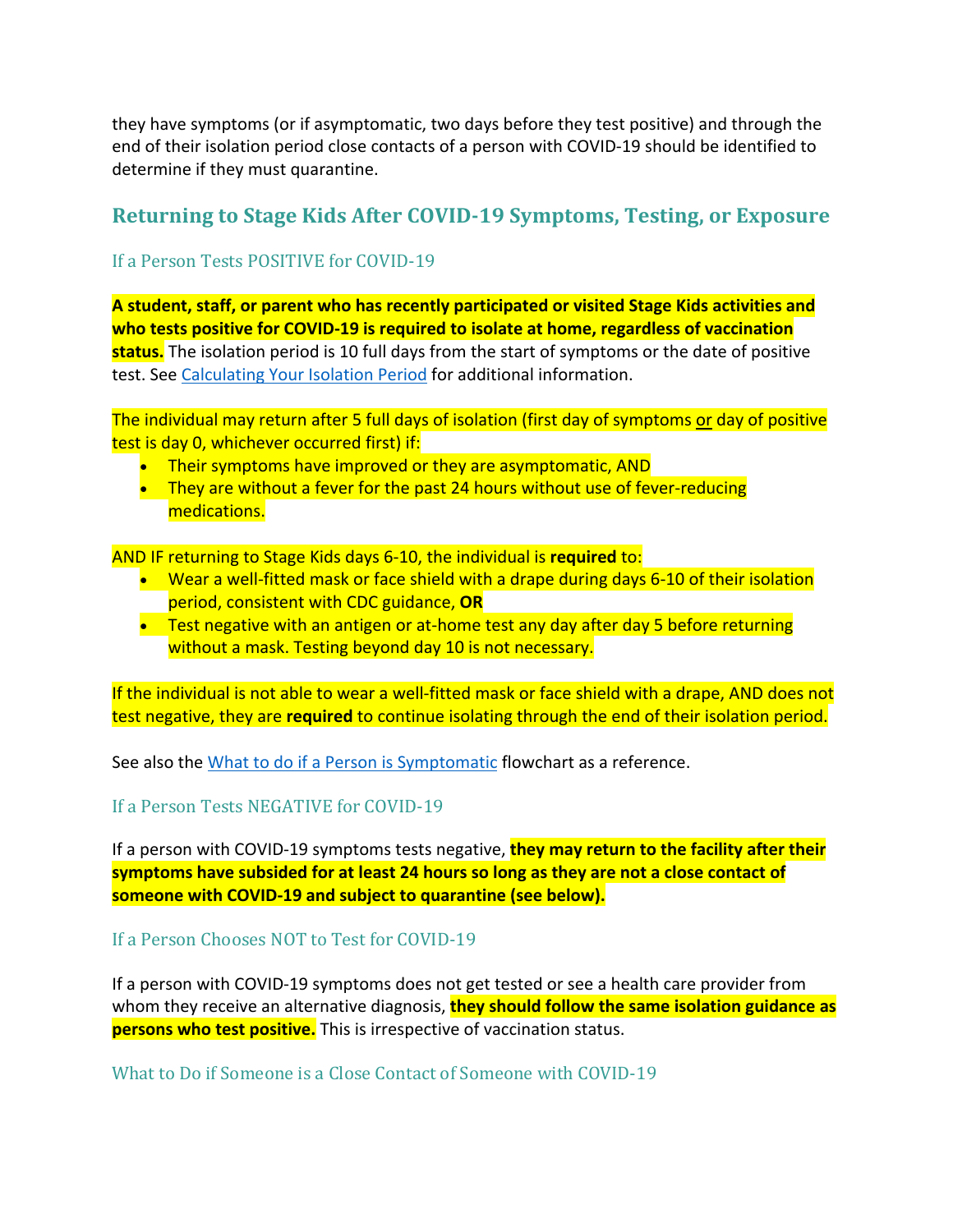they have symptoms (or if asymptomatic, two days before they test positive) and through the end of their isolation period close contacts of a person with COVID-19 should be identified to determine if they must quarantine.

## Returning to Stage Kids After COVID-19 Symptoms, Testing, or Exposure

### If a Person Tests POSITIVE for COVID-19

**A student, staff, or parent who has recently participated or visited Stage Kids activities and who tests positive for COVID-19 is required to isolate at home, regardless of vaccination status.** The isolation period is 10 full days from the start of symptoms or the date of positive test. See [Calculating Your Isolation Period] for additional information.

The individual may return after 5 full days of isolation (first day of symptoms or day of positive test is day 0, whichever occurred first) if:

- Their symptoms have improved or they are asymptomatic, AND
- They are without a fever for the past 24 hours without use of fever-reducing medications.

AND IF returning to Stage Kids days 6-10, the individual is **required** to:

- Wear a well-fitted mask or face shield with a drape during days 6-10 of their isolation period, consistent with CDC guidance, **OR**
- Test negative with an antigen or at-home test any day after day 5 before returning without a mask. Testing beyond day 10 is not necessary.

If the individual is not able to wear a well-fitted mask or face shield with a drape, AND does not test negative, they are **required** to continue isolating through the end of their isolation period.

See also the [What to do if a Person is Symptomatic] flowchart as a reference.

### If a Person Tests NEGATIVE for COVID-19

If a person with COVID-19 symptoms tests negative, **they may return to the facility after their symptoms have subsided for at least 24 hours so long as they are not a close contact of someone with COVID-19 and subject to quarantine (see below).**

### If a Person Chooses NOT to Test for COVID-19

If a person with COVID-19 symptoms does not get tested or see a health care provider from whom they receive an alternative diagnosis, **they should follow the same isolation guidance as persons who test positive.** This is irrespective of vaccination status.

### What to Do if Someone is a Close Contact of Someone with COVID-19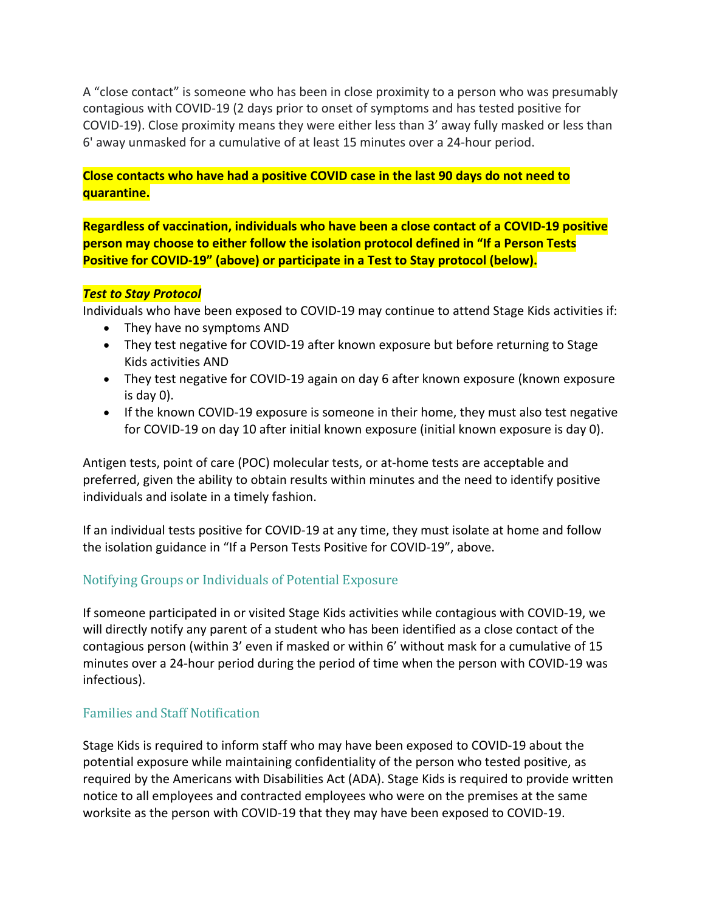A “close contact” is someone who has been in close proximity to a person who was presumably contagious with COVID-19 (2 days prior to onset of symptoms and has tested positive for COVID-19). Close proximity means they were either less than 3’ away fully masked or less than 6' away unmasked for a cumulative of at least 15 minutes over a 24-hour period.

**Close contacts who have had a positive COVID case in the last 90 days do not need to quarantine.**

**Regardless of vaccination, individuals who have been a close contact of a COVID-19 positive person may choose to either follow the isolation protocol defined in “If a Person Tests Positive for COVID-19” (above) or participate in a Test to Stay protocol (below).**

***Test to Stay Protocol***

Individuals who have been exposed to COVID-19 may continue to attend Stage Kids activities if:

- They have no symptoms AND
- They test negative for COVID-19 after known exposure but before returning to Stage Kids activities AND
- They test negative for COVID-19 again on day 6 after known exposure (known exposure is day 0).
- If the known COVID-19 exposure is someone in their home, they must also test negative for COVID-19 on day 10 after initial known exposure (initial known exposure is day 0).

Antigen tests, point of care (POC) molecular tests, or at-home tests are acceptable and preferred, given the ability to obtain results within minutes and the need to identify positive individuals and isolate in a timely fashion.

If an individual tests positive for COVID-19 at any time, they must isolate at home and follow the isolation guidance in “If a Person Tests Positive for COVID-19”, above.

## Notifying Groups or Individuals of Potential Exposure

If someone participated in or visited Stage Kids activities while contagious with COVID-19, we will directly notify any parent of a student who has been identified as a close contact of the contagious person (within 3’ even if masked or within 6’ without mask for a cumulative of 15 minutes over a 24-hour period during the period of time when the person with COVID-19 was infectious).

## Families and Staff Notification

Stage Kids is required to inform staff who may have been exposed to COVID-19 about the potential exposure while maintaining confidentiality of the person who tested positive, as required by the Americans with Disabilities Act (ADA). Stage Kids is required to provide written notice to all employees and contracted employees who were on the premises at the same worksite as the person with COVID-19 that they may have been exposed to COVID-19.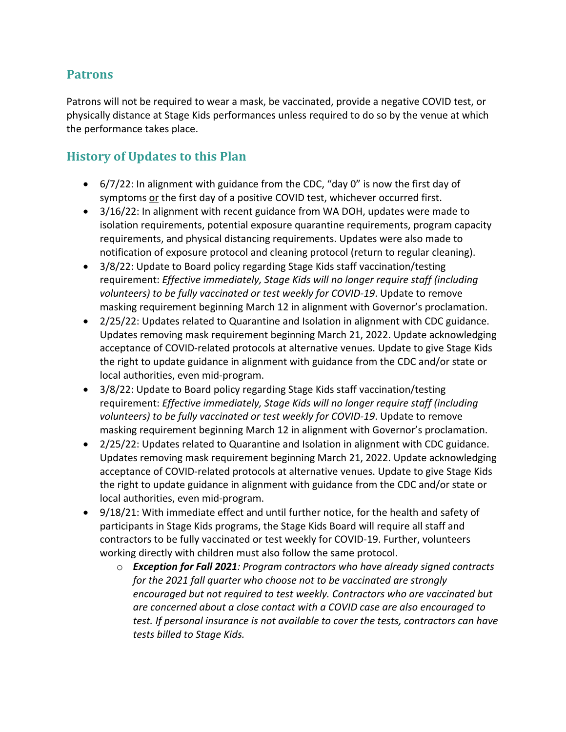## Patrons

Patrons will not be required to wear a mask, be vaccinated, provide a negative COVID test, or physically distance at Stage Kids performances unless required to do so by the venue at which the performance takes place.

## History of Updates to this Plan

- 6/7/22: In alignment with guidance from the CDC, "day 0" is now the first day of symptoms <u>or</u> the first day of a positive COVID test, whichever occurred first.
- 3/16/22: In alignment with recent guidance from WA DOH, updates were made to isolation requirements, potential exposure quarantine requirements, program capacity requirements, and physical distancing requirements. Updates were also made to notification of exposure protocol and cleaning protocol (return to regular cleaning).
- 3/8/22: Update to Board policy regarding Stage Kids staff vaccination/testing requirement: *Effective immediately, Stage Kids will no longer require staff (including volunteers) to be fully vaccinated or test weekly for COVID-19*. Update to remove masking requirement beginning March 12 in alignment with Governor's proclamation.
- 2/25/22: Updates related to Quarantine and Isolation in alignment with CDC guidance. Updates removing mask requirement beginning March 21, 2022. Update acknowledging acceptance of COVID-related protocols at alternative venues. Update to give Stage Kids the right to update guidance in alignment with guidance from the CDC and/or state or local authorities, even mid-program.
- 3/8/22: Update to Board policy regarding Stage Kids staff vaccination/testing requirement: *Effective immediately, Stage Kids will no longer require staff (including volunteers) to be fully vaccinated or test weekly for COVID-19*. Update to remove masking requirement beginning March 12 in alignment with Governor's proclamation.
- 2/25/22: Updates related to Quarantine and Isolation in alignment with CDC guidance. Updates removing mask requirement beginning March 21, 2022. Update acknowledging acceptance of COVID-related protocols at alternative venues. Update to give Stage Kids the right to update guidance in alignment with guidance from the CDC and/or state or local authorities, even mid-program.
- 9/18/21: With immediate effect and until further notice, for the health and safety of participants in Stage Kids programs, the Stage Kids Board will require all staff and contractors to be fully vaccinated or test weekly for COVID-19. Further, volunteers working directly with children must also follow the same protocol.
  - ***Exception for Fall 2021****: Program contractors who have already signed contracts for the 2021 fall quarter who choose not to be vaccinated are strongly encouraged but not required to test weekly. Contractors who are vaccinated but are concerned about a close contact with a COVID case are also encouraged to test. If personal insurance is not available to cover the tests, contractors can have tests billed to Stage Kids.*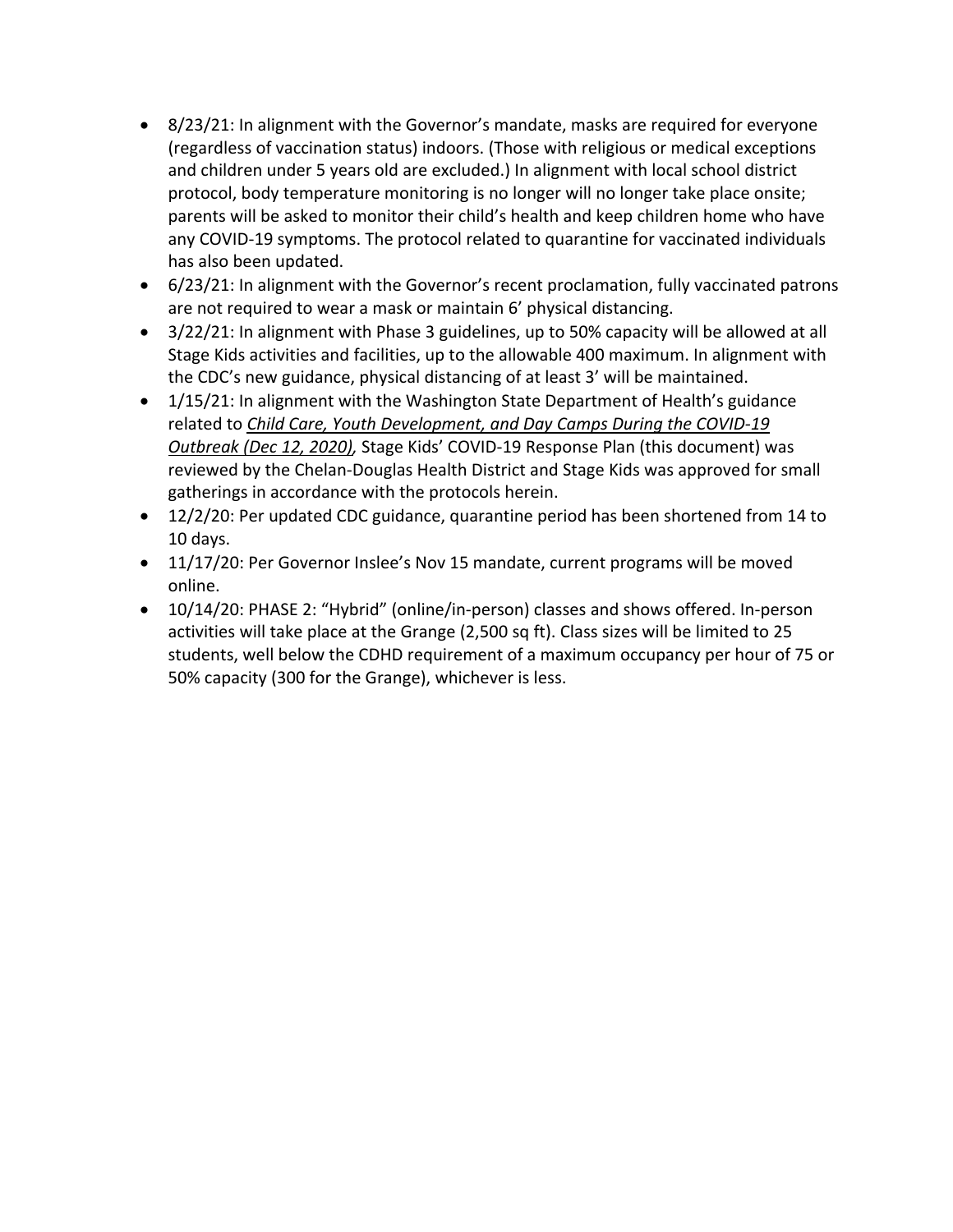- 8/23/21: In alignment with the Governor's mandate, masks are required for everyone (regardless of vaccination status) indoors. (Those with religious or medical exceptions and children under 5 years old are excluded.) In alignment with local school district protocol, body temperature monitoring is no longer will no longer take place onsite; parents will be asked to monitor their child's health and keep children home who have any COVID-19 symptoms. The protocol related to quarantine for vaccinated individuals has also been updated.
- 6/23/21: In alignment with the Governor's recent proclamation, fully vaccinated patrons are not required to wear a mask or maintain 6' physical distancing.
- 3/22/21: In alignment with Phase 3 guidelines, up to 50% capacity will be allowed at all Stage Kids activities and facilities, up to the allowable 400 maximum. In alignment with the CDC's new guidance, physical distancing of at least 3' will be maintained.
- 1/15/21: In alignment with the Washington State Department of Health's guidance related to *Child Care, Youth Development, and Day Camps During the COVID-19 Outbreak (Dec 12, 2020)*, Stage Kids' COVID-19 Response Plan (this document) was reviewed by the Chelan-Douglas Health District and Stage Kids was approved for small gatherings in accordance with the protocols herein.
- 12/2/20: Per updated CDC guidance, quarantine period has been shortened from 14 to 10 days.
- 11/17/20: Per Governor Inslee's Nov 15 mandate, current programs will be moved online.
- 10/14/20: PHASE 2: "Hybrid" (online/in-person) classes and shows offered. In-person activities will take place at the Grange (2,500 sq ft). Class sizes will be limited to 25 students, well below the CDHD requirement of a maximum occupancy per hour of 75 or 50% capacity (300 for the Grange), whichever is less.